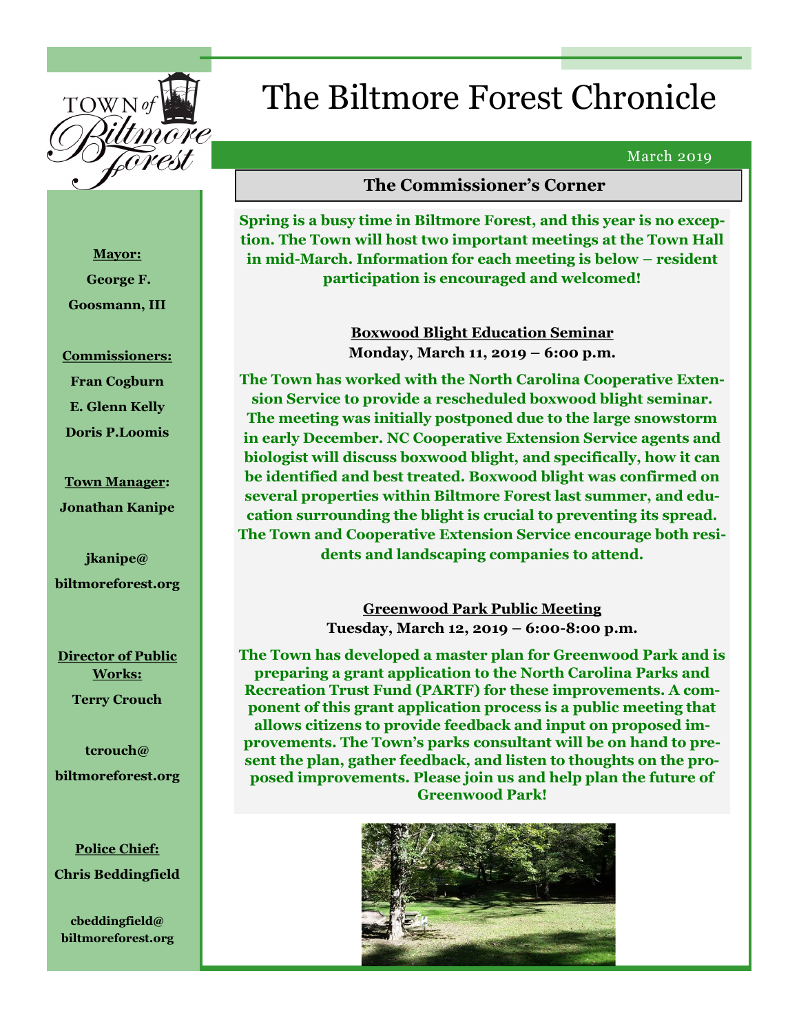# The Biltmore Forest Chronicle

March 2019

**Mayor:**
George F. Goosmann, III

**Commissioners:**
Fran Cogburn
E. Glenn Kelly
Doris P.Loomis

**Town Manager:**
Jonathan Kanipe
jkanipe@biltmoreforest.org

**Director of Public Works:**
Terry Crouch
tcrouch@biltmoreforest.org

**Police Chief:**
Chris Beddingfield
cbeddingfield@biltmoreforest.org

## The Commissioner's Corner

**Spring is a busy time in Biltmore Forest, and this year is no exception. The Town will host two important meetings at the Town Hall in mid-March. Information for each meeting is below – resident participation is encouraged and welcomed!**

### Boxwood Blight Education Seminar

**Monday, March 11, 2019 – 6:00 p.m.**

**The Town has worked with the North Carolina Cooperative Extension Service to provide a rescheduled boxwood blight seminar. The meeting was initially postponed due to the large snowstorm in early December. NC Cooperative Extension Service agents and biologist will discuss boxwood blight, and specifically, how it can be identified and best treated. Boxwood blight was confirmed on several properties within Biltmore Forest last summer, and education surrounding the blight is crucial to preventing its spread. The Town and Cooperative Extension Service encourage both residents and landscaping companies to attend.**

### Greenwood Park Public Meeting

**Tuesday, March 12, 2019 – 6:00-8:00 p.m.**

**The Town has developed a master plan for Greenwood Park and is preparing a grant application to the North Carolina Parks and Recreation Trust Fund (PARTF) for these improvements. A component of this grant application process is a public meeting that allows citizens to provide feedback and input on proposed improvements. The Town's parks consultant will be on hand to present the plan, gather feedback, and listen to thoughts on the proposed improvements. Please join us and help plan the future of Greenwood Park!**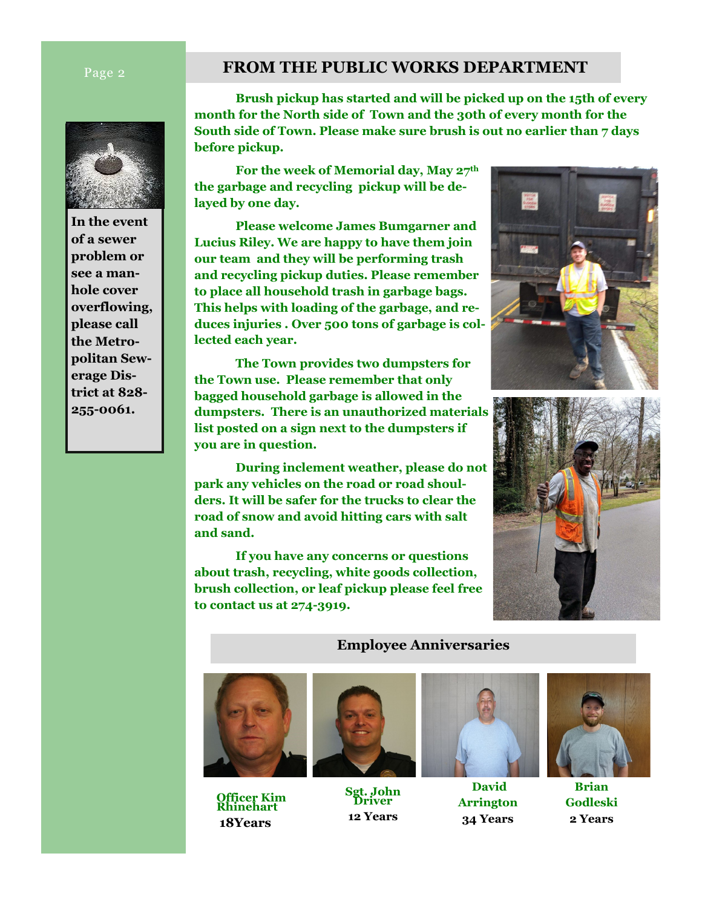## FROM THE PUBLIC WORKS DEPARTMENT

In the event of a sewer problem or see a manhole cover overflowing, please call the Metropolitan Sewerage District at 828-255-0061.

Brush pickup has started and will be picked up on the 15th of every month for the North side of Town and the 30th of every month for the South side of Town. Please make sure brush is out no earlier than 7 days before pickup.

For the week of Memorial day, May 27th the garbage and recycling pickup will be delayed by one day.

Please welcome James Bumgarner and Lucius Riley. We are happy to have them join our team and they will be performing trash and recycling pickup duties. Please remember to place all household trash in garbage bags. This helps with loading of the garbage, and reduces injuries . Over 500 tons of garbage is collected each year.

The Town provides two dumpsters for the Town use. Please remember that only bagged household garbage is allowed in the dumpsters. There is an unauthorized materials list posted on a sign next to the dumpsters if you are in question.

During inclement weather, please do not park any vehicles on the road or road shoulders. It will be safer for the trucks to clear the road of snow and avoid hitting cars with salt and sand.

If you have any concerns or questions about trash, recycling, white goods collection, brush collection, or leaf pickup please feel free to contact us at 274-3919.

## Employee Anniversaries

Officer Kim Rhinehart
18Years

Sgt. John Driver
12 Years

David Arrington
34 Years

Brian Godleski
2 Years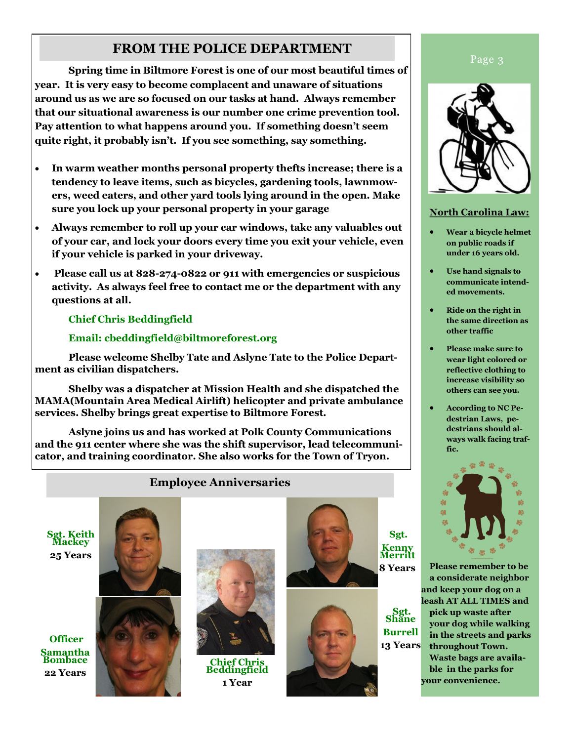## FROM THE POLICE DEPARTMENT

**Spring time in Biltmore Forest is one of our most beautiful times of year. It is very easy to become complacent and unaware of situations around us as we are so focused on our tasks at hand. Always remember that our situational awareness is our number one crime prevention tool. Pay attention to what happens around you. If something doesn't seem quite right, it probably isn't. If you see something, say something.**

- **In warm weather months personal property thefts increase; there is a tendency to leave items, such as bicycles, gardening tools, lawnmowers, weed eaters, and other yard tools lying around in the open. Make sure you lock up your personal property in your garage**
- **Always remember to roll up your car windows, take any valuables out of your car, and lock your doors every time you exit your vehicle, even if your vehicle is parked in your driveway.**
- **Please call us at 828-274-0822 or 911 with emergencies or suspicious activity. As always feel free to contact me or the department with any questions at all.**

**Chief Chris Beddingfield**

**Email: cbeddingfield@biltmoreforest.org**

**Please welcome Shelby Tate and Aslyne Tate to the Police Department as civilian dispatchers.**

**Shelby was a dispatcher at Mission Health and she dispatched the MAMA(Mountain Area Medical Airlift) helicopter and private ambulance services. Shelby brings great expertise to Biltmore Forest.**

**Aslyne joins us and has worked at Polk County Communications and the 911 center where she was the shift supervisor, lead telecommunicator, and training coordinator. She also works for the Town of Tryon.**

## Employee Anniversaries

**Sgt. Keith Mackey**
**25 Years**

**Officer Samantha Bombace**
**22 Years**

**Chief Chris Beddingfield**
**1 Year**

**Sgt. Kenny Merritt**
**8 Years**

**Sgt. Shane Burrell**
**13 Years**

**North Carolina Law:**

- **Wear a bicycle helmet on public roads if under 16 years old.**
- **Use hand signals to communicate intended movements.**
- **Ride on the right in the same direction as other traffic**
- **Please make sure to wear light colored or reflective clothing to increase visibility so others can see you.**
- **According to NC Pedestrian Laws, pedestrians should always walk facing traffic.**

**Please remember to be a considerate neighbor and keep your dog on a leash AT ALL TIMES and pick up waste after your dog while walking in the streets and parks throughout Town. Waste bags are available in the parks for your convenience.**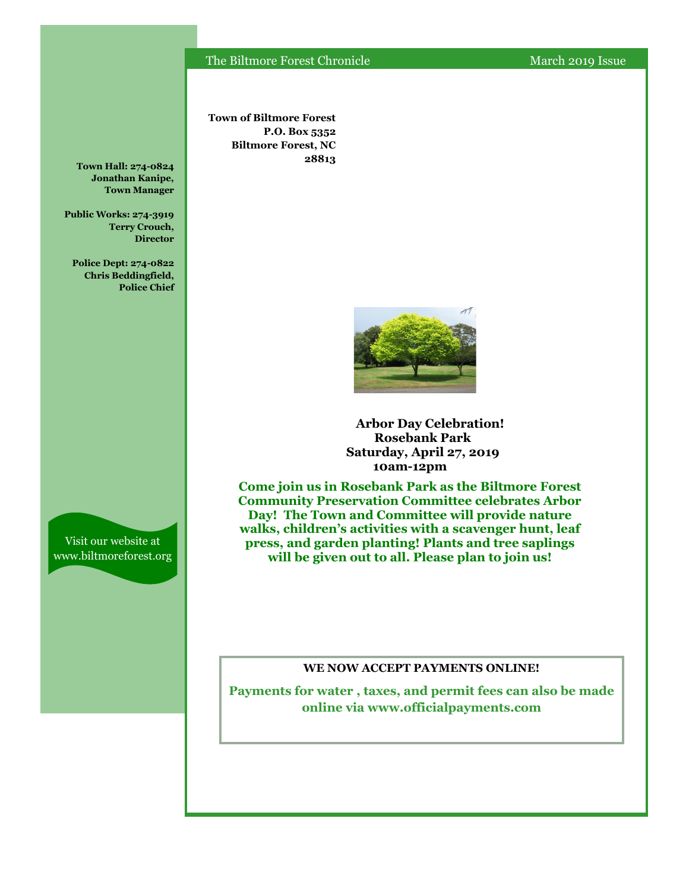**Town of Biltmore Forest**
**P.O. Box 5352**
**Biltmore Forest, NC**
**28813**

**Town Hall: 274-0824**
**Jonathan Kanipe,**
**Town Manager**

**Public Works: 274-3919**
**Terry Crouch,**
**Director**

**Police Dept: 274-0822**
**Chris Beddingfield,**
**Police Chief**

Visit our website at
www.biltmoreforest.org

**Arbor Day Celebration!**
**Rosebank Park**
**Saturday, April 27, 2019**
**10am-12pm**

**Come join us in Rosebank Park as the Biltmore Forest Community Preservation Committee celebrates Arbor Day! The Town and Committee will provide nature walks, children's activities with a scavenger hunt, leaf press, and garden planting! Plants and tree saplings will be given out to all. Please plan to join us!**

**WE NOW ACCEPT PAYMENTS ONLINE!**

**Payments for water , taxes, and permit fees can also be made online via www.officialpayments.com**